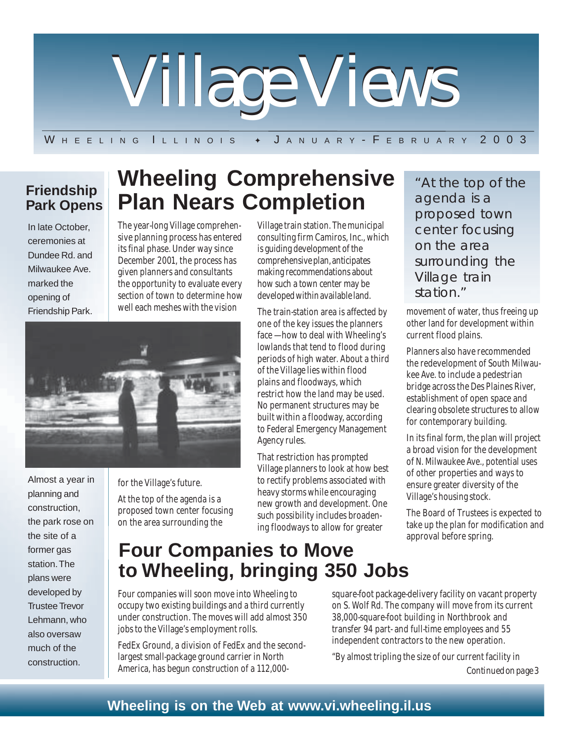# VillageViews

WHEELING ILLINOIS ✦ JANUARY-FEBRUARY 2003

## Friendship Park Opens

In late October, ceremonies at Dundee Rd. and Milwaukee Ave. marked the opening of Friendship Park.

Almost a year in planning and construction, the park rose on the site of a former gas station. The plans were developed by Trustee Trevor Lehmann, who also oversaw much of the construction.

## Wheeling Comprehensive Plan Nears Completion

The year-long Village comprehensive planning process has entered its final phase. Under way since December 2001, the process has given planners and consultants the opportunity to evaluate every section of town to determine how well each meshes with the vision for the Village's future.

At the top of the agenda is a proposed town center focusing on the area surrounding the Village train station. The municipal consulting firm Camiros, Inc., which is guiding development of the comprehensive plan, anticipates making recommendations about how such a town center may be developed within available land.

The train-station area is affected by one of the key issues the planners face—how to deal with Wheeling's lowlands that tend to flood during periods of high water. About a third of the Village lies within flood plains and floodways, which restrict how the land may be used. No permanent structures may be built within a floodway, according to Federal Emergency Management Agency rules.

That restriction has prompted Village planners to look at how best to rectify problems associated with heavy storms while encouraging new growth and development. One such possibility includes broadening floodways to allow for greater movement of water, thus freeing up other land for development within current flood plains.

> "At the top of the agenda is a proposed town center focusing on the area surrounding the Village train station."

Planners also have recommended the redevelopment of South Milwaukee Ave. to include a pedestrian bridge across the Des Plaines River, establishment of open space and clearing obsolete structures to allow for contemporary building.

In its final form, the plan will project a broad vision for the development of N. Milwaukee Ave., potential uses of other properties and ways to ensure greater diversity of the Village's housing stock.

The Board of Trustees is expected to take up the plan for modification and approval before spring.

## Four Companies to Move to Wheeling, bringing 350 Jobs

Four companies will soon move into Wheeling to occupy two existing buildings and a third currently under construction. The moves will add almost 350 jobs to the Village's employment rolls.

FedEx Ground, a division of FedEx and the second-largest small-package ground carrier in North America, has begun construction of a 112,000-square-foot package-delivery facility on vacant property on S. Wolf Rd. The company will move from its current 38,000-square-foot building in Northbrook and transfer 94 part- and full-time employees and 55 independent contractors to the new operation.

"By almost tripling the size of our current facility in

*Continued on page 3*

**Wheeling is on the Web at www.vi.wheeling.il.us**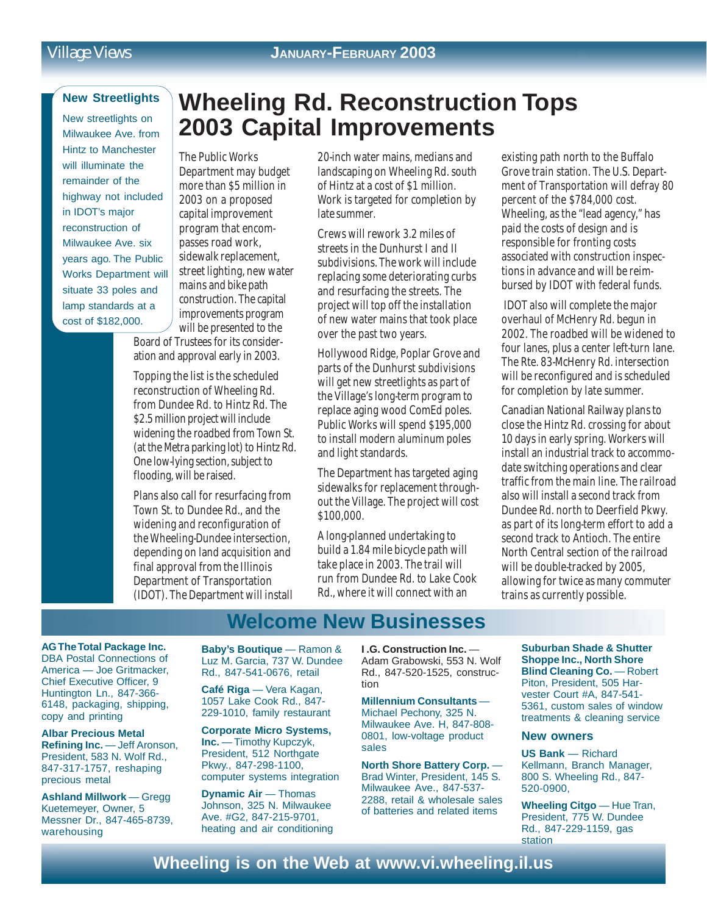## New Streetlights

New streetlights on Milwaukee Ave. from Hintz to Manchester will illuminate the remainder of the highway not included in IDOT's major reconstruction of Milwaukee Ave. six years ago. The Public Works Department will situate 33 poles and lamp standards at a cost of $182,000.

# Wheeling Rd. Reconstruction Tops 2003 Capital Improvements

The Public Works Department may budget more than $5 million in 2003 on a proposed capital improvement program that encompasses road work, sidewalk replacement, street lighting, new water mains and bike path construction. The capital improvements program will be presented to the Board of Trustees for its consideration and approval early in 2003.

Topping the list is the scheduled reconstruction of Wheeling Rd. from Dundee Rd. to Hintz Rd. The $2.5 million project will include widening the roadbed from Town St. (at the Metra parking lot) to Hintz Rd. One low-lying section, subject to flooding, will be raised.

Plans also call for resurfacing from Town St. to Dundee Rd., and the widening and reconfiguration of the Wheeling-Dundee intersection, depending on land acquisition and final approval from the Illinois Department of Transportation (IDOT). The Department will install 20-inch water mains, medians and landscaping on Wheeling Rd. south of Hintz at a cost of $1 million. Work is targeted for completion by late summer.

Crews will rework 3.2 miles of streets in the Dunhurst I and II subdivisions. The work will include replacing some deteriorating curbs and resurfacing the streets. The project will top off the installation of new water mains that took place over the past two years.

Hollywood Ridge, Poplar Grove and parts of the Dunhurst subdivisions will get new streetlights as part of the Village's long-term program to replace aging wood ComEd poles. Public Works will spend $195,000 to install modern aluminum poles and light standards.

The Department has targeted aging sidewalks for replacement throughout the Village. The project will cost $100,000.

A long-planned undertaking to build a 1.84 mile bicycle path will take place in 2003. The trail will run from Dundee Rd. to Lake Cook Rd., where it will connect with an existing path north to the Buffalo Grove train station. The U.S. Department of Transportation will defray 80 percent of the $784,000 cost. Wheeling, as the "lead agency," has paid the costs of design and is responsible for fronting costs associated with construction inspections in advance and will be reimbursed by IDOT with federal funds.

IDOT also will complete the major overhaul of McHenry Rd. begun in 2002. The roadbed will be widened to four lanes, plus a center left-turn lane. The Rte. 83-McHenry Rd. intersection will be reconfigured and is scheduled for completion by late summer.

Canadian National Railway plans to close the Hintz Rd. crossing for about 10 days in early spring. Workers will install an industrial track to accommodate switching operations and clear traffic from the main line. The railroad also will install a second track from Dundee Rd. north to Deerfield Pkwy. as part of its long-term effort to add a second track to Antioch. The entire North Central section of the railroad will be double-tracked by 2005, allowing for twice as many commuter trains as currently possible.

## Welcome New Businesses

**AG The Total Package Inc.** DBA Postal Connections of America — Joe Gritmacker, Chief Executive Officer, 9 Huntington Ln., 847-366-6148, packaging, shipping, copy and printing

**Albar Precious Metal Refining Inc.** — Jeff Aronson, President, 583 N. Wolf Rd., 847-317-1757, reshaping precious metal

**Ashland Millwork** — Gregg Kuetemeyer, Owner, 5 Messner Dr., 847-465-8739, warehousing

**Baby's Boutique** — Ramon & Luz M. Garcia, 737 W. Dundee Rd., 847-541-0676, retail

**Café Riga** — Vera Kagan, 1057 Lake Cook Rd., 847-229-1010, family restaurant

**Corporate Micro Systems, Inc.** — Timothy Kupczyk, President, 512 Northgate Pkwy., 847-298-1100, computer systems integration

**Dynamic Air** — Thomas Johnson, 325 N. Milwaukee Ave. #G2, 847-215-9701, heating and air conditioning

**I.G. Construction Inc.** — Adam Grabowski, 553 N. Wolf Rd., 847-520-1525, construction

**Millennium Consultants** — Michael Pechony, 325 N. Milwaukee Ave. H, 847-808-0801, low-voltage product sales

**North Shore Battery Corp.** — Brad Winter, President, 145 S. Milwaukee Ave., 847-537-2288, retail & wholesale sales of batteries and related items

**Suburban Shade & Shutter Shoppe Inc., North Shore Blind Cleaning Co.** — Robert Piton, President, 505 Harvester Court #A, 847-541-5361, custom sales of window treatments & cleaning service

### New owners

**US Bank** — Richard Kellmann, Branch Manager, 800 S. Wheeling Rd., 847-520-0900,

**Wheeling Citgo** — Hue Tran, President, 775 W. Dundee Rd., 847-229-1159, gas station

**Wheeling is on the Web at www.vi.wheeling.il.us**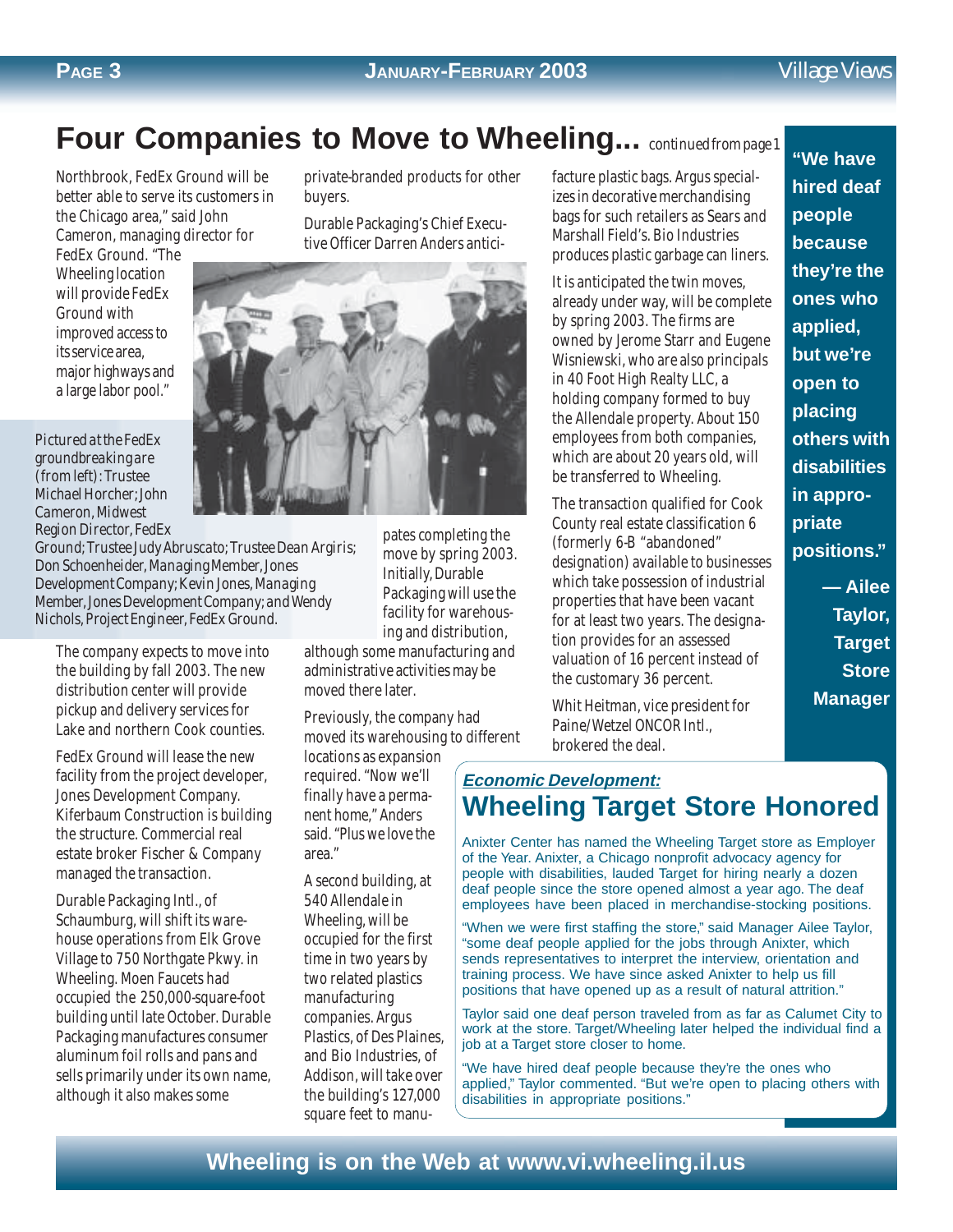# Four Companies to Move to Wheeling... *continued from page 1*

Northbrook, FedEx Ground will be better able to serve its customers in the Chicago area," said John Cameron, managing director for FedEx Ground. "The Wheeling location will provide FedEx Ground with improved access to its service area, major highways and a large labor pool."

*Pictured at the FedEx groundbreaking are (from left): Trustee Michael Horcher; John Cameron, Midwest Region Director, FedEx Ground; Trustee Judy Abruscato; Trustee Dean Argiris; Don Schoenheider, Managing Member, Jones Development Company; Kevin Jones, Managing Member, Jones Development Company; and Wendy Nichols, Project Engineer, FedEx Ground.*

The company expects to move into the building by fall 2003. The new distribution center will provide pickup and delivery services for Lake and northern Cook counties.

FedEx Ground will lease the new facility from the project developer, Jones Development Company. Kiferbaum Construction is building the structure. Commercial real estate broker Fischer & Company managed the transaction.

Durable Packaging Intl., of Schaumburg, will shift its warehouse operations from Elk Grove Village to 750 Northgate Pkwy. in Wheeling. Moen Faucets had occupied the 250,000-square-foot building until late October. Durable Packaging manufactures consumer aluminum foil rolls and pans and sells primarily under its own name, although it also makes some private-branded products for other buyers.

Durable Packaging's Chief Executive Officer Darren Anders anticipates completing the move by spring 2003. Initially, Durable Packaging will use the facility for warehousing and distribution, although some manufacturing and administrative activities may be moved there later.

Previously, the company had moved its warehousing to different locations as expansion required. "Now we'll finally have a permanent home," Anders said. "Plus we love the area."

A second building, at 540 Allendale in Wheeling, will be occupied for the first time in two years by two related plastics manufacturing companies. Argus Plastics, of Des Plaines, and Bio Industries, of Addison, will take over the building's 127,000 square feet to manufacture plastic bags. Argus specializes in decorative merchandising bags for such retailers as Sears and Marshall Field's. Bio Industries produces plastic garbage can liners.

It is anticipated the twin moves, already under way, will be complete by spring 2003. The firms are owned by Jerome Starr and Eugene Wisniewski, who are also principals in 40 Foot High Realty LLC, a holding company formed to buy the Allendale property. About 150 employees from both companies, which are about 20 years old, will be transferred to Wheeling.

The transaction qualified for Cook County real estate classification 6 (formerly 6-B "abandoned" designation) available to businesses which take possession of industrial properties that have been vacant for at least two years. The designation provides for an assessed valuation of 16 percent instead of the customary 36 percent.

Whit Heitman, vice president for Paine/Wetzel ONCOR Intl., brokered the deal.

**"We have hired deaf people because they're the ones who applied, but we're open to placing others with disabilities in appropriate positions."**

**— Ailee Taylor, Target Store Manager**

***Economic Development:***

## Wheeling Target Store Honored

Anixter Center has named the Wheeling Target store as Employer of the Year. Anixter, a Chicago nonprofit advocacy agency for people with disabilities, lauded Target for hiring nearly a dozen deaf people since the store opened almost a year ago. The deaf employees have been placed in merchandise-stocking positions.

"When we were first staffing the store," said Manager Ailee Taylor, "some deaf people applied for the jobs through Anixter, which sends representatives to interpret the interview, orientation and training process. We have since asked Anixter to help us fill positions that have opened up as a result of natural attrition."

Taylor said one deaf person traveled from as far as Calumet City to work at the store. Target/Wheeling later helped the individual find a job at a Target store closer to home.

"We have hired deaf people because they're the ones who applied," Taylor commented. "But we're open to placing others with disabilities in appropriate positions."

**Wheeling is on the Web at www.vi.wheeling.il.us**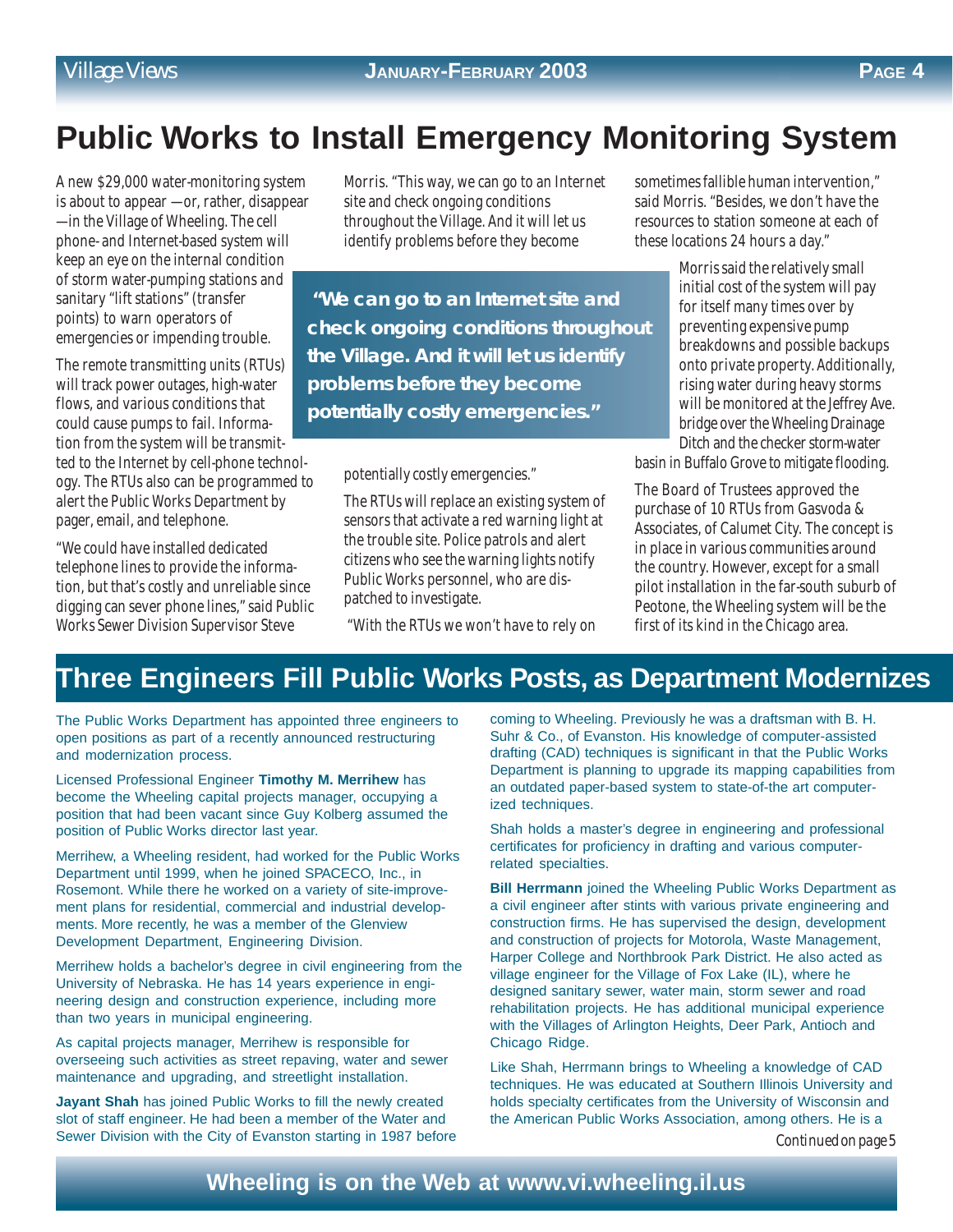# Public Works to Install Emergency Monitoring System

A new $29,000 water-monitoring system is about to appear —or, rather, disappear —in the Village of Wheeling. The cell phone- and Internet-based system will keep an eye on the internal condition of storm water-pumping stations and sanitary "lift stations" (transfer points) to warn operators of emergencies or impending trouble.

The remote transmitting units (RTUs) will track power outages, high-water flows, and various conditions that could cause pumps to fail. Information from the system will be transmitted to the Internet by cell-phone technology. The RTUs also can be programmed to alert the Public Works Department by pager, email, and telephone.

"We could have installed dedicated telephone lines to provide the information, but that's costly and unreliable since digging can sever phone lines," said Public Works Sewer Division Supervisor Steve Morris. "This way, we can go to an Internet site and check ongoing conditions throughout the Village. And it will let us identify problems before they become potentially costly emergencies."

> **"We can go to an Internet site and check ongoing conditions throughout the Village. And it will let us identify problems before they become potentially costly emergencies."**

The RTUs will replace an existing system of sensors that activate a red warning light at the trouble site. Police patrols and alert citizens who see the warning lights notify Public Works personnel, who are dispatched to investigate.

"With the RTUs we won't have to rely on sometimes fallible human intervention," said Morris. "Besides, we don't have the resources to station someone at each of these locations 24 hours a day."

Morris said the relatively small initial cost of the system will pay for itself many times over by preventing expensive pump breakdowns and possible backups onto private property. Additionally, rising water during heavy storms will be monitored at the Jeffrey Ave. bridge over the Wheeling Drainage Ditch and the checker storm-water basin in Buffalo Grove to mitigate flooding.

The Board of Trustees approved the purchase of 10 RTUs from Gasvoda & Associates, of Calumet City. The concept is in place in various communities around the country. However, except for a small pilot installation in the far-south suburb of Peotone, the Wheeling system will be the first of its kind in the Chicago area.

# Three Engineers Fill Public Works Posts, as Department Modernizes

The Public Works Department has appointed three engineers to open positions as part of a recently announced restructuring and modernization process.

Licensed Professional Engineer **Timothy M. Merrihew** has become the Wheeling capital projects manager, occupying a position that had been vacant since Guy Kolberg assumed the position of Public Works director last year.

Merrihew, a Wheeling resident, had worked for the Public Works Department until 1999, when he joined SPACECO, Inc., in Rosemont. While there he worked on a variety of site-improvement plans for residential, commercial and industrial developments. More recently, he was a member of the Glenview Development Department, Engineering Division.

Merrihew holds a bachelor's degree in civil engineering from the University of Nebraska. He has 14 years experience in engineering design and construction experience, including more than two years in municipal engineering.

As capital projects manager, Merrihew is responsible for overseeing such activities as street repaving, water and sewer maintenance and upgrading, and streetlight installation.

**Jayant Shah** has joined Public Works to fill the newly created slot of staff engineer. He had been a member of the Water and Sewer Division with the City of Evanston starting in 1987 before coming to Wheeling. Previously he was a draftsman with B. H. Suhr & Co., of Evanston. His knowledge of computer-assisted drafting (CAD) techniques is significant in that the Public Works Department is planning to upgrade its mapping capabilities from an outdated paper-based system to state-of-the art computerized techniques.

Shah holds a master's degree in engineering and professional certificates for proficiency in drafting and various computer-related specialties.

**Bill Herrmann** joined the Wheeling Public Works Department as a civil engineer after stints with various private engineering and construction firms. He has supervised the design, development and construction of projects for Motorola, Waste Management, Harper College and Northbrook Park District. He also acted as village engineer for the Village of Fox Lake (IL), where he designed sanitary sewer, water main, storm sewer and road rehabilitation projects. He has additional municipal experience with the Villages of Arlington Heights, Deer Park, Antioch and Chicago Ridge.

Like Shah, Herrmann brings to Wheeling a knowledge of CAD techniques. He was educated at Southern Illinois University and holds specialty certificates from the University of Wisconsin and the American Public Works Association, among others. He is a

*Continued on page 5*

**Wheeling is on the Web at www.vi.wheeling.il.us**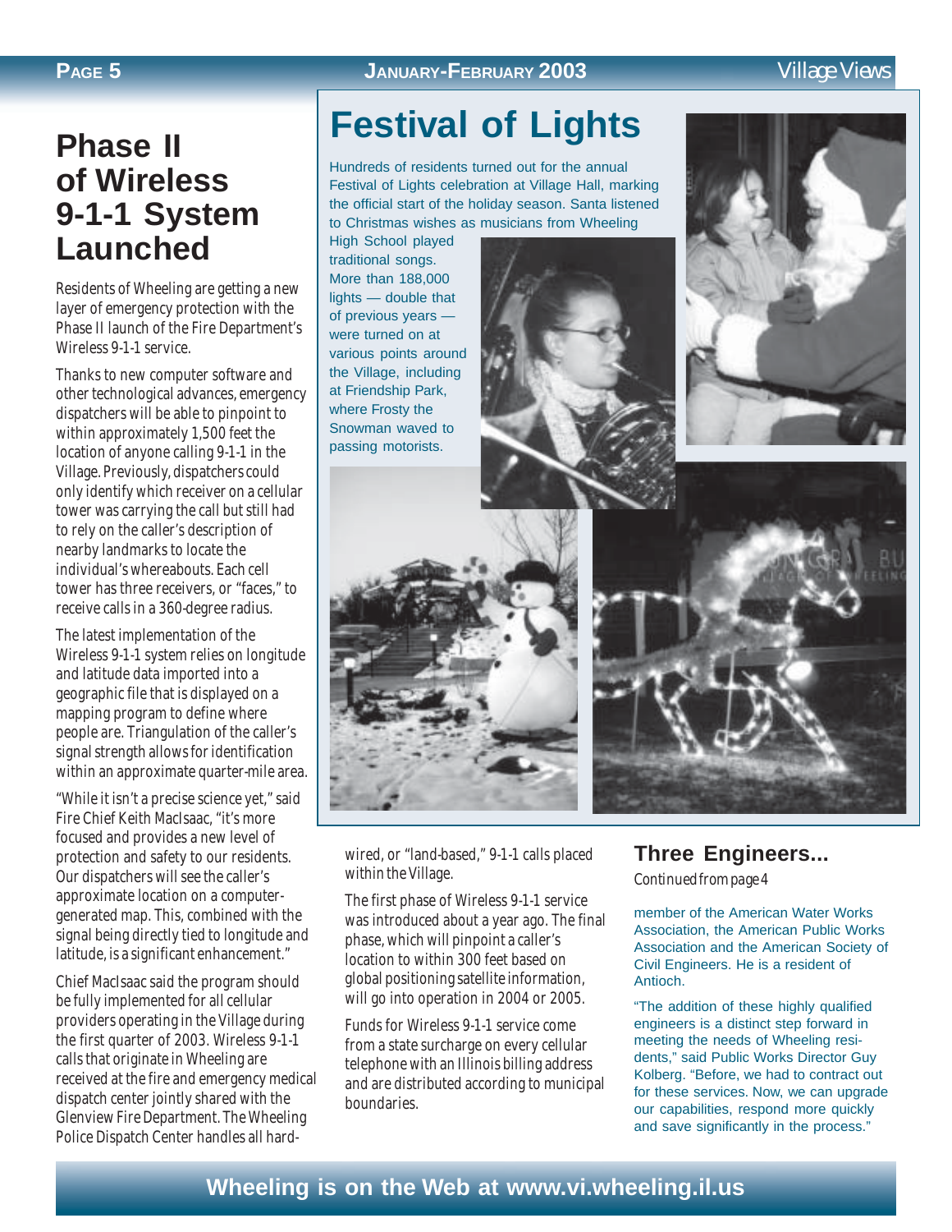# Phase II of Wireless 9-1-1 System Launched

Residents of Wheeling are getting a new layer of emergency protection with the Phase II launch of the Fire Department's Wireless 9-1-1 service.

Thanks to new computer software and other technological advances, emergency dispatchers will be able to pinpoint to within approximately 1,500 feet the location of anyone calling 9-1-1 in the Village. Previously, dispatchers could only identify which receiver on a cellular tower was carrying the call but still had to rely on the caller's description of nearby landmarks to locate the individual's whereabouts. Each cell tower has three receivers, or "faces," to receive calls in a 360-degree radius.

The latest implementation of the Wireless 9-1-1 system relies on longitude and latitude data imported into a geographic file that is displayed on a mapping program to define where people are. Triangulation of the caller's signal strength allows for identification within an approximate quarter-mile area.

"While it isn't a precise science yet," said Fire Chief Keith MacIsaac, "it's more focused and provides a new level of protection and safety to our residents. Our dispatchers will see the caller's approximate location on a computer-generated map. This, combined with the signal being directly tied to longitude and latitude, is a significant enhancement."

Chief MacIsaac said the program should be fully implemented for all cellular providers operating in the Village during the first quarter of 2003. Wireless 9-1-1 calls that originate in Wheeling are received at the fire and emergency medical dispatch center jointly shared with the Glenview Fire Department. The Wheeling Police Dispatch Center handles all hard-wired, or "land-based," 9-1-1 calls placed within the Village.

The first phase of Wireless 9-1-1 service was introduced about a year ago. The final phase, which will pinpoint a caller's location to within 300 feet based on global positioning satellite information, will go into operation in 2004 or 2005.

Funds for Wireless 9-1-1 service come from a state surcharge on every cellular telephone with an Illinois billing address and are distributed according to municipal boundaries.

# Festival of Lights

Hundreds of residents turned out for the annual Festival of Lights celebration at Village Hall, marking the official start of the holiday season. Santa listened to Christmas wishes as musicians from Wheeling High School played traditional songs. More than 188,000 lights — double that of previous years — were turned on at various points around the Village, including at Friendship Park, where Frosty the Snowman waved to passing motorists.

## Three Engineers...

*Continued from page 4*

member of the American Water Works Association, the American Public Works Association and the American Society of Civil Engineers. He is a resident of Antioch.

"The addition of these highly qualified engineers is a distinct step forward in meeting the needs of Wheeling residents," said Public Works Director Guy Kolberg. "Before, we had to contract out for these services. Now, we can upgrade our capabilities, respond more quickly and save significantly in the process."

**Wheeling is on the Web at www.vi.wheeling.il.us**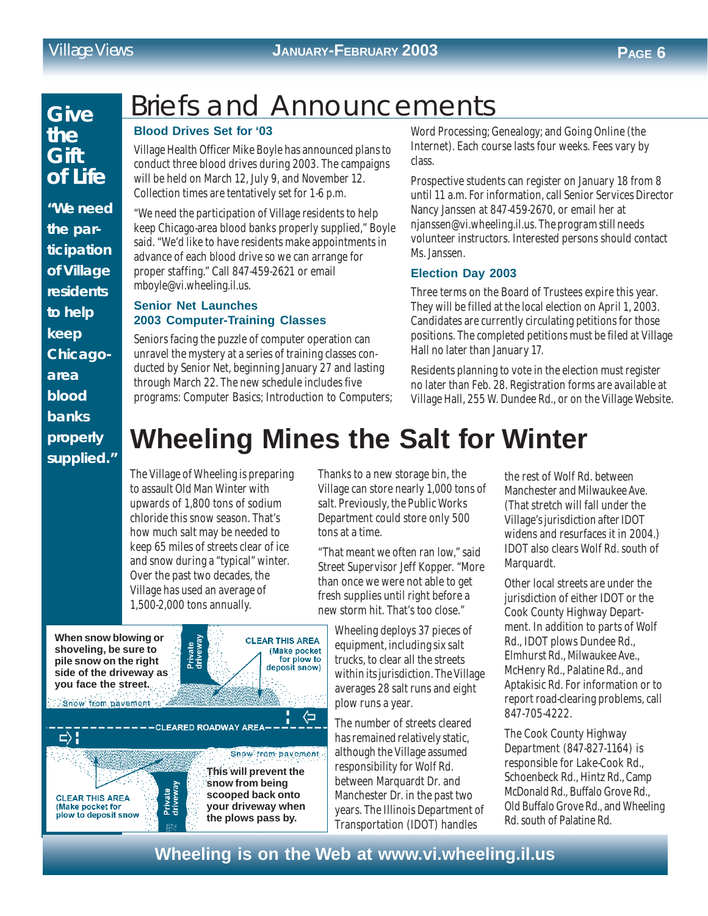## Give the Gift of Life

**"We need the participation of Village residents to help keep Chicago-area blood banks properly supplied."**

# Briefs and Announcements

### Blood Drives Set for '03

Village Health Officer Mike Boyle has announced plans to conduct three blood drives during 2003. The campaigns will be held on March 12, July 9, and November 12. Collection times are tentatively set for 1-6 p.m.

"We need the participation of Village residents to help keep Chicago-area blood banks properly supplied," Boyle said. "We'd like to have residents make appointments in advance of each blood drive so we can arrange for proper staffing." Call 847-459-2621 or email mboyle@vi.wheeling.il.us.

### Senior Net Launches 2003 Computer-Training Classes

Seniors facing the puzzle of computer operation can unravel the mystery at a series of training classes conducted by Senior Net, beginning January 27 and lasting through March 22. The new schedule includes five programs: Computer Basics; Introduction to Computers; Word Processing; Genealogy; and Going Online (the Internet). Each course lasts four weeks. Fees vary by class.

Prospective students can register on January 18 from 8 until 11 a.m. For information, call Senior Services Director Nancy Janssen at 847-459-2670, or email her at njanssen@vi.wheeling.il.us. The program still needs volunteer instructors. Interested persons should contact Ms. Janssen.

### Election Day 2003

Three terms on the Board of Trustees expire this year. They will be filled at the local election on April 1, 2003. Candidates are currently circulating petitions for those positions. The completed petitions must be filed at Village Hall no later than January 17.

Residents planning to vote in the election must register no later than Feb. 28. Registration forms are available at Village Hall, 255 W. Dundee Rd., or on the Village Website.

# Wheeling Mines the Salt for Winter

The Village of Wheeling is preparing to assault Old Man Winter with upwards of 1,800 tons of sodium chloride this snow season. That's how much salt may be needed to keep 65 miles of streets clear of ice and snow during a "typical" winter. Over the past two decades, the Village has used an average of 1,500-2,000 tons annually.

Thanks to a new storage bin, the Village can store nearly 1,000 tons of salt. Previously, the Public Works Department could store only 500 tons at a time.

"That meant we often ran low," said Street Supervisor Jeff Kopper. "More than once we were not able to get fresh supplies until right before a new storm hit. That's too close."

Wheeling deploys 37 pieces of equipment, including six salt trucks, to clear all the streets within its jurisdiction. The Village averages 28 salt runs and eight plow runs a year.

The number of streets cleared has remained relatively static, although the Village assumed responsibility for Wolf Rd. between Marquardt Dr. and Manchester Dr. in the past two years. The Illinois Department of Transportation (IDOT) handles the rest of Wolf Rd. between Manchester and Milwaukee Ave. (That stretch will fall under the Village's jurisdiction after IDOT widens and resurfaces it in 2004.) IDOT also clears Wolf Rd. south of Marquardt.

Other local streets are under the jurisdiction of either IDOT or the Cook County Highway Department. In addition to parts of Wolf Rd., IDOT plows Dundee Rd., Elmhurst Rd., Milwaukee Ave., McHenry Rd., Palatine Rd., and Aptakisic Rd. For information or to report road-clearing problems, call 847-705-4222.

The Cook County Highway Department (847-827-1164) is responsible for Lake-Cook Rd., Schoenbeck Rd., Hintz Rd., Camp McDonald Rd., Buffalo Grove Rd., Old Buffalo Grove Rd., and Wheeling Rd. south of Palatine Rd.

**When snow blowing or shoveling, be sure to pile snow on the right side of the driveway as you face the street.**

Private driveway — CLEAR THIS AREA (Make pocket for plow to deposit snow) — Snow from pavement — CLEARED ROADWAY AREA — Snow from pavement — CLEAR THIS AREA (Make pocket for plow to deposit snow) — Private driveway

**This will prevent the snow from being scooped back onto your driveway when the plows pass by.**

**Wheeling is on the Web at www.vi.wheeling.il.us**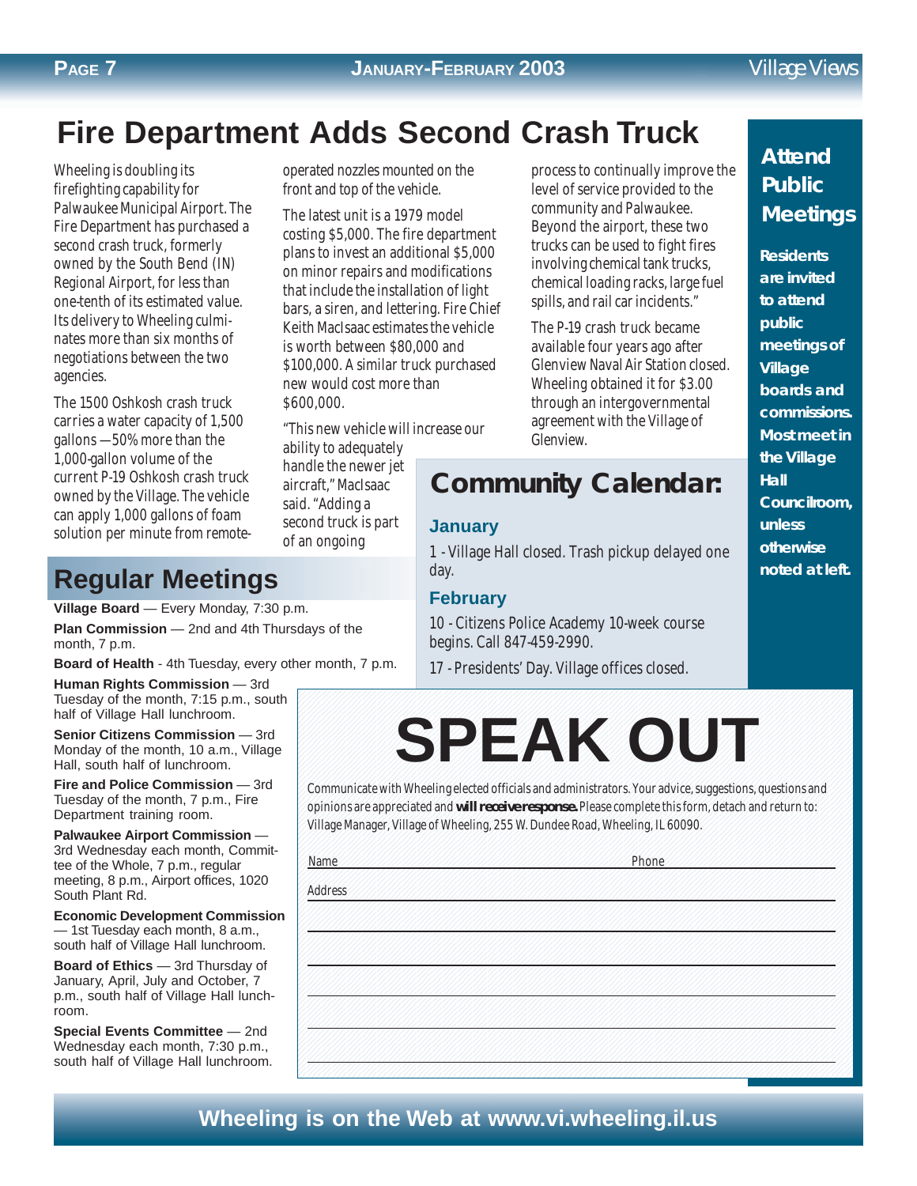# Fire Department Adds Second Crash Truck

Wheeling is doubling its firefighting capability for Palwaukee Municipal Airport. The Fire Department has purchased a second crash truck, formerly owned by the South Bend (IN) Regional Airport, for less than one-tenth of its estimated value. Its delivery to Wheeling culminates more than six months of negotiations between the two agencies.

The 1500 Oshkosh crash truck carries a water capacity of 1,500 gallons —50% more than the 1,000-gallon volume of the current P-19 Oshkosh crash truck owned by the Village. The vehicle can apply 1,000 gallons of foam solution per minute from remote-operated nozzles mounted on the front and top of the vehicle.

The latest unit is a 1979 model costing $5,000. The fire department plans to invest an additional $5,000 on minor repairs and modifications that include the installation of light bars, a siren, and lettering. Fire Chief Keith MacIsaac estimates the vehicle is worth between $80,000 and $100,000. A similar truck purchased new would cost more than $600,000.

"This new vehicle will increase our ability to adequately handle the newer jet aircraft," MacIsaac said. "Adding a second truck is part of an ongoing process to continually improve the level of service provided to the community and Palwaukee. Beyond the airport, these two trucks can be used to fight fires involving chemical tank trucks, chemical loading racks, large fuel spills, and rail car incidents."

The P-19 crash truck became available four years ago after Glenview Naval Air Station closed. Wheeling obtained it for $3.00 through an intergovernmental agreement with the Village of Glenview.

## Attend Public Meetings

**Residents are invited to attend public meetings of Village boards and commissions. Most meet in the Village Hall Councilroom, unless otherwise noted at left.**

## Regular Meetings

**Village Board** — Every Monday, 7:30 p.m.

**Plan Commission** — 2nd and 4th Thursdays of the month, 7 p.m.

**Board of Health** - 4th Tuesday, every other month, 7 p.m.

**Human Rights Commission** — 3rd Tuesday of the month, 7:15 p.m., south half of Village Hall lunchroom.

**Senior Citizens Commission** — 3rd Monday of the month, 10 a.m., Village Hall, south half of lunchroom.

**Fire and Police Commission** — 3rd Tuesday of the month, 7 p.m., Fire Department training room.

**Palwaukee Airport Commission** — 3rd Wednesday each month, Committee of the Whole, 7 p.m., regular meeting, 8 p.m., Airport offices, 1020 South Plant Rd.

**Economic Development Commission** — 1st Tuesday each month, 8 a.m., south half of Village Hall lunchroom.

**Board of Ethics** — 3rd Thursday of January, April, July and October, 7 p.m., south half of Village Hall lunchroom.

**Special Events Committee** — 2nd Wednesday each month, 7:30 p.m., south half of Village Hall lunchroom.

## Community Calendar:

### January

1 - Village Hall closed. Trash pickup delayed one day.

### February

10 - Citizens Police Academy 10-week course begins. Call 847-459-2990.

17 - Presidents' Day. Village offices closed.

# SPEAK OUT

Communicate with Wheeling elected officials and administrators. Your advice, suggestions, questions and opinions are appreciated and **will receive response.** Please complete this form, detach and return to: Village Manager, Village of Wheeling, 255 W. Dundee Road, Wheeling, IL 60090.

Name ______________________ Phone ______________________

Address ______________________________________________

______________________________________________________

______________________________________________________

______________________________________________________

______________________________________________________

______________________________________________________

**Wheeling is on the Web at www.vi.wheeling.il.us**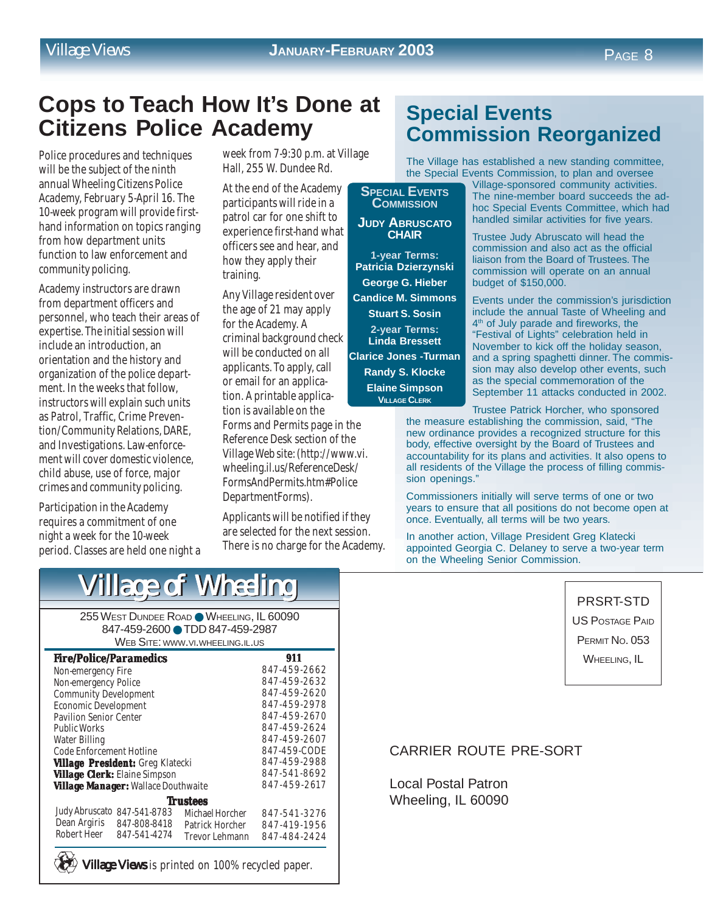# Cops to Teach How It's Done at Citizens Police Academy

Police procedures and techniques will be the subject of the ninth annual Wheeling Citizens Police Academy, February 5-April 16. The 10-week program will provide first-hand information on topics ranging from how department units function to law enforcement and community policing.

Academy instructors are drawn from department officers and personnel, who teach their areas of expertise. The initial session will include an introduction, an orientation and the history and organization of the police department. In the weeks that follow, instructors will explain such units as Patrol, Traffic, Crime Prevention/Community Relations, DARE, and Investigations. Law-enforcement will cover domestic violence, child abuse, use of force, major crimes and community policing.

Participation in the Academy requires a commitment of one night a week for the 10-week period. Classes are held one night a week from 7-9:30 p.m. at Village Hall, 255 W. Dundee Rd.

At the end of the Academy participants will ride in a patrol car for one shift to experience first-hand what officers see and hear, and how they apply their training.

Any Village resident over the age of 21 may apply for the Academy. A criminal background check will be conducted on all applicants. To apply, call or email for an application. A printable application is available on the Forms and Permits page in the Reference Desk section of the Village Web site: (http://www.vi.wheeling.il.us/ReferenceDesk/FormsAndPermits.htm#PoliceDepartmentForms).

Applicants will be notified if they are selected for the next session. There is no charge for the Academy.

# Special Events Commission Reorganized

**Special Events Commission**

**Judy Abruscato Chair**

**1-year Terms:**
**Patricia Dzierzynski**
**George G. Hieber**
**Candice M. Simmons**
**Stuart S. Sosin**

**2-year Terms:**
**Linda Bressett**
**Clarice Jones -Turman**
**Randy S. Klocke**
**Elaine Simpson**
**Village Clerk**

The Village has established a new standing committee, the Special Events Commission, to plan and oversee Village-sponsored community activities. The nine-member board succeeds the ad-hoc Special Events Committee, which had handled similar activities for five years.

Trustee Judy Abruscato will head the commission and also act as the official liaison from the Board of Trustees. The commission will operate on an annual budget of $150,000.

Events under the commission's jurisdiction include the annual Taste of Wheeling and 4th of July parade and fireworks, the "Festival of Lights" celebration held in November to kick off the holiday season, and a spring spaghetti dinner. The commission may also develop other events, such as the special commemoration of the September 11 attacks conducted in 2002.

Trustee Patrick Horcher, who sponsored the measure establishing the commission, said, "The new ordinance provides a recognized structure for this body, effective oversight by the Board of Trustees and accountability for its plans and activities. It also opens to all residents of the Village the process of filling commission openings."

Commissioners initially will serve terms of one or two years to ensure that all positions do not become open at once. Eventually, all terms will be two years.

In another action, Village President Greg Klatecki appointed Georgia C. Delaney to serve a two-year term on the Wheeling Senior Commission.

# Village of Wheeling

255 West Dundee Road ● Wheeling, IL 60090
847-459-2600 ● TDD 847-459-2987
Web Site: www.vi.wheeling.il.us

| | |
|---|---|
| **Fire/Police/Paramedics** | **911** |
| Non-emergency Fire | 847-459-2662 |
| Non-emergency Police | 847-459-2632 |
| Community Development | 847-459-2620 |
| Economic Development | 847-459-2978 |
| Pavilion Senior Center | 847-459-2670 |
| Public Works | 847-459-2624 |
| Water Billing | 847-459-2607 |
| Code Enforcement Hotline | 847-459-CODE |
| **Village President:** Greg Klatecki | 847-459-2988 |
| **Village Clerk:** Elaine Simpson | 847-541-8692 |
| **Village Manager:** Wallace Douthwaite | 847-459-2617 |

**Trustees**

| | | | |
|---|---|---|---|
| Judy Abruscato | 847-541-8783 | Michael Horcher | 847-541-3276 |
| Dean Argiris | 847-808-8418 | Patrick Horcher | 847-419-1956 |
| Robert Heer | 847-541-4274 | Trevor Lehmann | 847-484-2424 |

**Village Views** is printed on 100% recycled paper.

PRSRT-STD
US Postage Paid
Permit No. 053
Wheeling, IL

CARRIER ROUTE PRE-SORT

Local Postal Patron
Wheeling, IL 60090